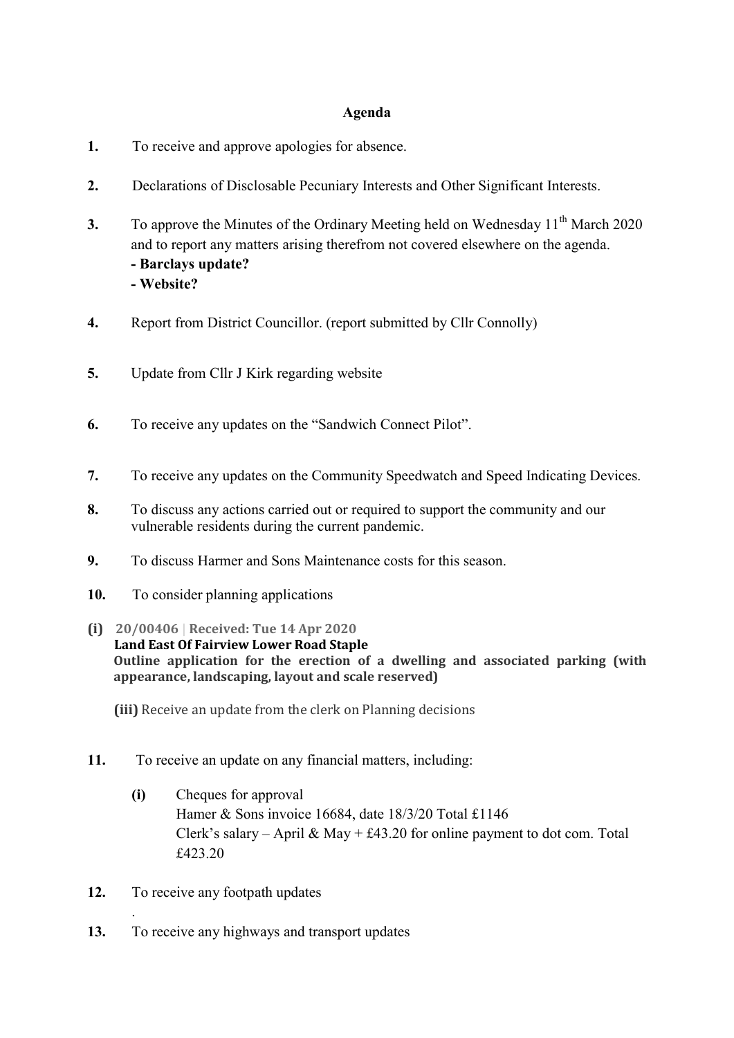## Agenda

**1.** To receive and approve apologies for absence.

**2.** Declarations of Disclosable Pecuniary Interests and Other Significant Interests.

**3.** To approve the Minutes of the Ordinary Meeting held on Wednesday 11th March 2020 and to report any matters arising therefrom not covered elsewhere on the agenda.
**- Barclays update?**
**- Website?**

**4.** Report from District Councillor. (report submitted by Cllr Connolly)

**5.** Update from Cllr J Kirk regarding website

**6.** To receive any updates on the "Sandwich Connect Pilot".

**7.** To receive any updates on the Community Speedwatch and Speed Indicating Devices.

**8.** To discuss any actions carried out or required to support the community and our vulnerable residents during the current pandemic.

**9.** To discuss Harmer and Sons Maintenance costs for this season.

**10.** To consider planning applications

**(i)** **20/00406** | **Received: Tue 14 Apr 2020**
**Land East Of Fairview Lower Road Staple**
**Outline application for the erection of a dwelling and associated parking (with appearance, landscaping, layout and scale reserved)**

**(iii)** Receive an update from the clerk on Planning decisions

**11.** To receive an update on any financial matters, including:

**(i)** Cheques for approval
Hamer & Sons invoice 16684, date 18/3/20 Total £1146
Clerk's salary – April & May + £43.20 for online payment to dot com. Total £423.20

**12.** To receive any footpath updates

.

**13.** To receive any highways and transport updates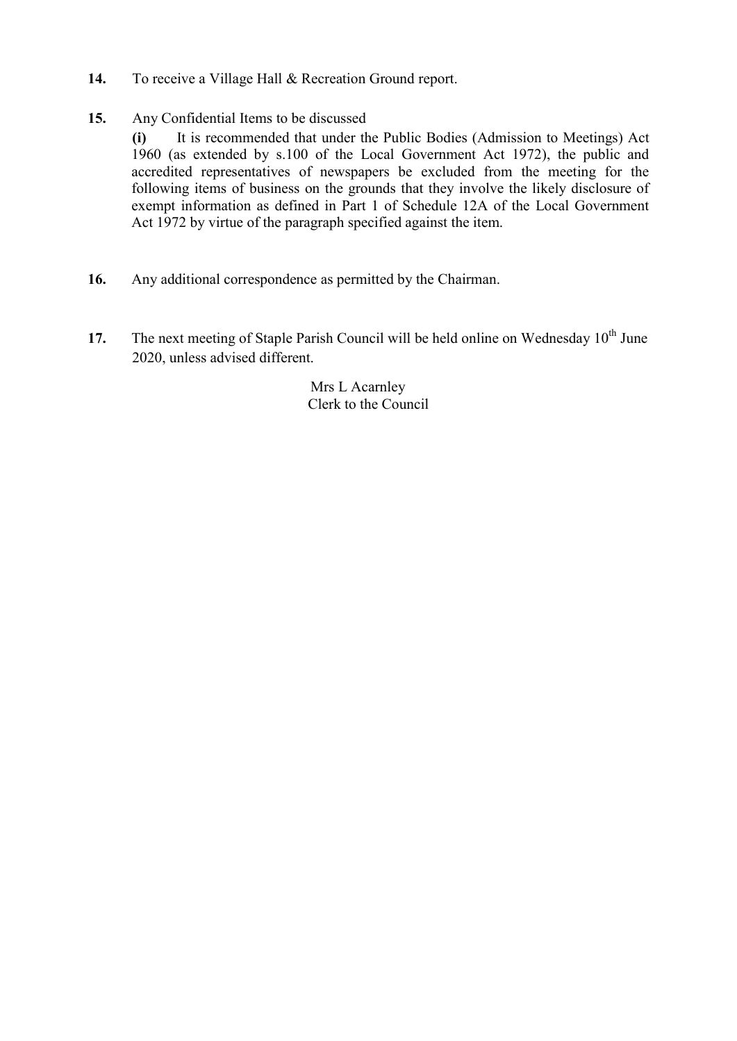**14.** To receive a Village Hall & Recreation Ground report.

**15.** Any Confidential Items to be discussed

**(i)** It is recommended that under the Public Bodies (Admission to Meetings) Act 1960 (as extended by s.100 of the Local Government Act 1972), the public and accredited representatives of newspapers be excluded from the meeting for the following items of business on the grounds that they involve the likely disclosure of exempt information as defined in Part 1 of Schedule 12A of the Local Government Act 1972 by virtue of the paragraph specified against the item.

**16.** Any additional correspondence as permitted by the Chairman.

**17.** The next meeting of Staple Parish Council will be held online on Wednesday 10th June 2020, unless advised different.

Mrs L Acarnley
Clerk to the Council